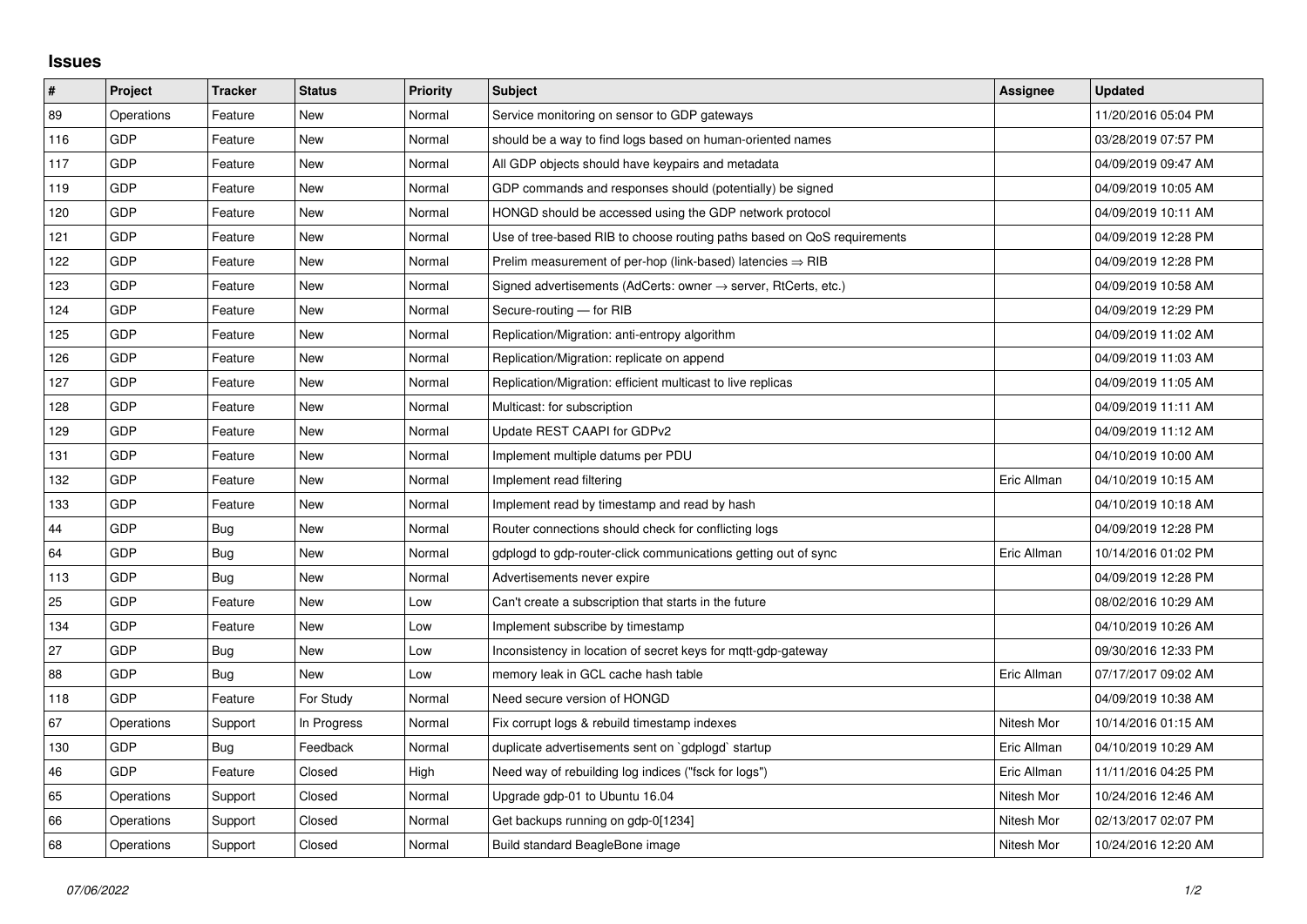# Issues

| # | Project | Tracker | Status | Priority | Subject | Assignee | Updated |
|---|---|---|---|---|---|---|---|
| 89 | Operations | Feature | New | Normal | Service monitoring on sensor to GDP gateways | | 11/20/2016 05:04 PM |
| 116 | GDP | Feature | New | Normal | should be a way to find logs based on human-oriented names | | 03/28/2019 07:57 PM |
| 117 | GDP | Feature | New | Normal | All GDP objects should have keypairs and metadata | | 04/09/2019 09:47 AM |
| 119 | GDP | Feature | New | Normal | GDP commands and responses should (potentially) be signed | | 04/09/2019 10:05 AM |
| 120 | GDP | Feature | New | Normal | HONGD should be accessed using the GDP network protocol | | 04/09/2019 10:11 AM |
| 121 | GDP | Feature | New | Normal | Use of tree-based RIB to choose routing paths based on QoS requirements | | 04/09/2019 12:28 PM |
| 122 | GDP | Feature | New | Normal | Prelim measurement of per-hop (link-based) latencies ⇒ RIB | | 04/09/2019 12:28 PM |
| 123 | GDP | Feature | New | Normal | Signed advertisements (AdCerts: owner → server, RtCerts, etc.) | | 04/09/2019 10:58 AM |
| 124 | GDP | Feature | New | Normal | Secure-routing — for RIB | | 04/09/2019 12:29 PM |
| 125 | GDP | Feature | New | Normal | Replication/Migration: anti-entropy algorithm | | 04/09/2019 11:02 AM |
| 126 | GDP | Feature | New | Normal | Replication/Migration: replicate on append | | 04/09/2019 11:03 AM |
| 127 | GDP | Feature | New | Normal | Replication/Migration: efficient multicast to live replicas | | 04/09/2019 11:05 AM |
| 128 | GDP | Feature | New | Normal | Multicast: for subscription | | 04/09/2019 11:11 AM |
| 129 | GDP | Feature | New | Normal | Update REST CAAPI for GDPv2 | | 04/09/2019 11:12 AM |
| 131 | GDP | Feature | New | Normal | Implement multiple datums per PDU | | 04/10/2019 10:00 AM |
| 132 | GDP | Feature | New | Normal | Implement read filtering | Eric Allman | 04/10/2019 10:15 AM |
| 133 | GDP | Feature | New | Normal | Implement read by timestamp and read by hash | | 04/10/2019 10:18 AM |
| 44 | GDP | Bug | New | Normal | Router connections should check for conflicting logs | | 04/09/2019 12:28 PM |
| 64 | GDP | Bug | New | Normal | gdplogd to gdp-router-click communications getting out of sync | Eric Allman | 10/14/2016 01:02 PM |
| 113 | GDP | Bug | New | Normal | Advertisements never expire | | 04/09/2019 12:28 PM |
| 25 | GDP | Feature | New | Low | Can't create a subscription that starts in the future | | 08/02/2016 10:29 AM |
| 134 | GDP | Feature | New | Low | Implement subscribe by timestamp | | 04/10/2019 10:26 AM |
| 27 | GDP | Bug | New | Low | Inconsistency in location of secret keys for mqtt-gdp-gateway | | 09/30/2016 12:33 PM |
| 88 | GDP | Bug | New | Low | memory leak in GCL cache hash table | Eric Allman | 07/17/2017 09:02 AM |
| 118 | GDP | Feature | For Study | Normal | Need secure version of HONGD | | 04/09/2019 10:38 AM |
| 67 | Operations | Support | In Progress | Normal | Fix corrupt logs & rebuild timestamp indexes | Nitesh Mor | 10/14/2016 01:15 AM |
| 130 | GDP | Bug | Feedback | Normal | duplicate advertisements sent on `gdplogd` startup | Eric Allman | 04/10/2019 10:29 AM |
| 46 | GDP | Feature | Closed | High | Need way of rebuilding log indices ("fsck for logs") | Eric Allman | 11/11/2016 04:25 PM |
| 65 | Operations | Support | Closed | Normal | Upgrade gdp-01 to Ubuntu 16.04 | Nitesh Mor | 10/24/2016 12:46 AM |
| 66 | Operations | Support | Closed | Normal | Get backups running on gdp-0[1234] | Nitesh Mor | 02/13/2017 02:07 PM |
| 68 | Operations | Support | Closed | Normal | Build standard BeagleBone image | Nitesh Mor | 10/24/2016 12:20 AM |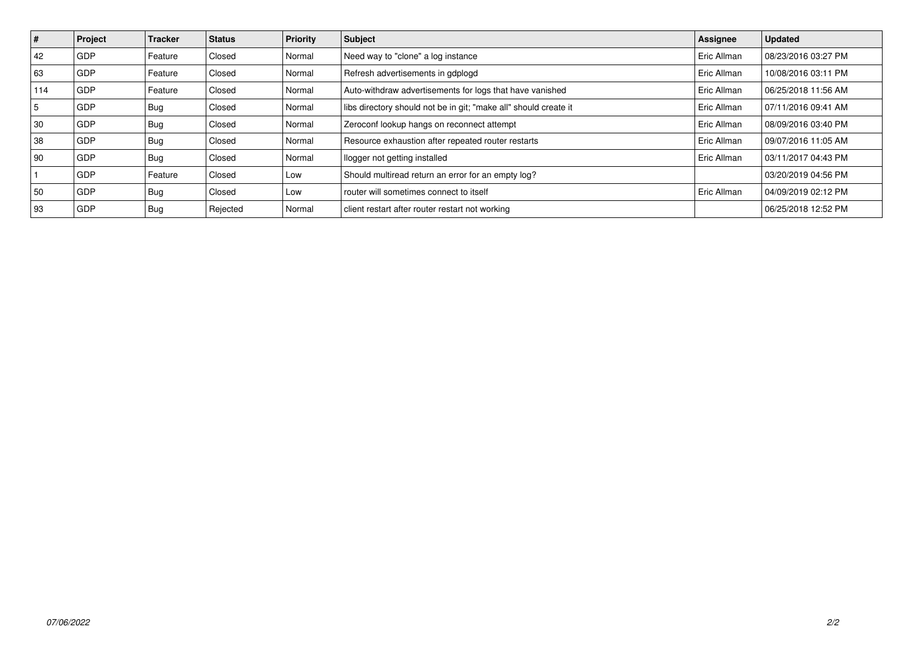| # | Project | Tracker | Status | Priority | Subject | Assignee | Updated |
| --- | --- | --- | --- | --- | --- | --- | --- |
| 42 | GDP | Feature | Closed | Normal | Need way to "clone" a log instance | Eric Allman | 08/23/2016 03:27 PM |
| 63 | GDP | Feature | Closed | Normal | Refresh advertisements in gdplogd | Eric Allman | 10/08/2016 03:11 PM |
| 114 | GDP | Feature | Closed | Normal | Auto-withdraw advertisements for logs that have vanished | Eric Allman | 06/25/2018 11:56 AM |
| 5 | GDP | Bug | Closed | Normal | libs directory should not be in git; "make all" should create it | Eric Allman | 07/11/2016 09:41 AM |
| 30 | GDP | Bug | Closed | Normal | Zeroconf lookup hangs on reconnect attempt | Eric Allman | 08/09/2016 03:40 PM |
| 38 | GDP | Bug | Closed | Normal | Resource exhaustion after repeated router restarts | Eric Allman | 09/07/2016 11:05 AM |
| 90 | GDP | Bug | Closed | Normal | llogger not getting installed | Eric Allman | 03/11/2017 04:43 PM |
| 1 | GDP | Feature | Closed | Low | Should multiread return an error for an empty log? | | 03/20/2019 04:56 PM |
| 50 | GDP | Bug | Closed | Low | router will sometimes connect to itself | Eric Allman | 04/09/2019 02:12 PM |
| 93 | GDP | Bug | Rejected | Normal | client restart after router restart not working | | 06/25/2018 12:52 PM |